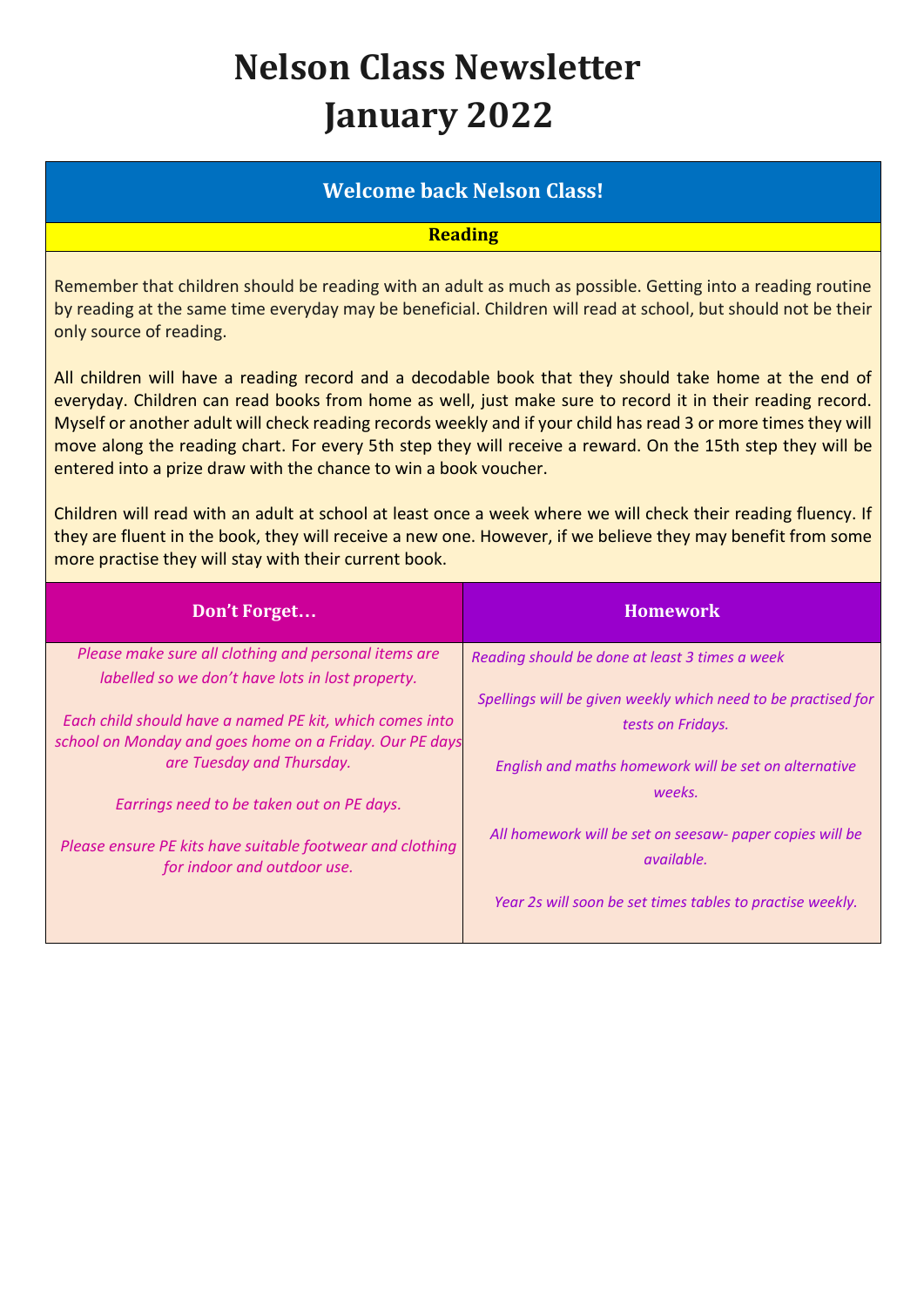# Nelson Class Newsletter
# January 2022

## Welcome back Nelson Class!

### Reading

Remember that children should be reading with an adult as much as possible. Getting into a reading routine by reading at the same time everyday may be beneficial. Children will read at school, but should not be their only source of reading.

All children will have a reading record and a decodable book that they should take home at the end of everyday. Children can read books from home as well, just make sure to record it in their reading record. Myself or another adult will check reading records weekly and if your child has read 3 or more times they will move along the reading chart. For every 5th step they will receive a reward. On the 15th step they will be entered into a prize draw with the chance to win a book voucher.

Children will read with an adult at school at least once a week where we will check their reading fluency. If they are fluent in the book, they will receive a new one. However, if we believe they may benefit from some more practise they will stay with their current book.

### Don't Forget…

*Please make sure all clothing and personal items are labelled so we don't have lots in lost property.*

*Each child should have a named PE kit, which comes into school on Monday and goes home on a Friday. Our PE days are Tuesday and Thursday.*

*Earrings need to be taken out on PE days.*

*Please ensure PE kits have suitable footwear and clothing for indoor and outdoor use.*

### Homework

*Reading should be done at least 3 times a week*

*Spellings will be given weekly which need to be practised for tests on Fridays.*

*English and maths homework will be set on alternative weeks.*

*All homework will be set on seesaw- paper copies will be available.*

*Year 2s will soon be set times tables to practise weekly.*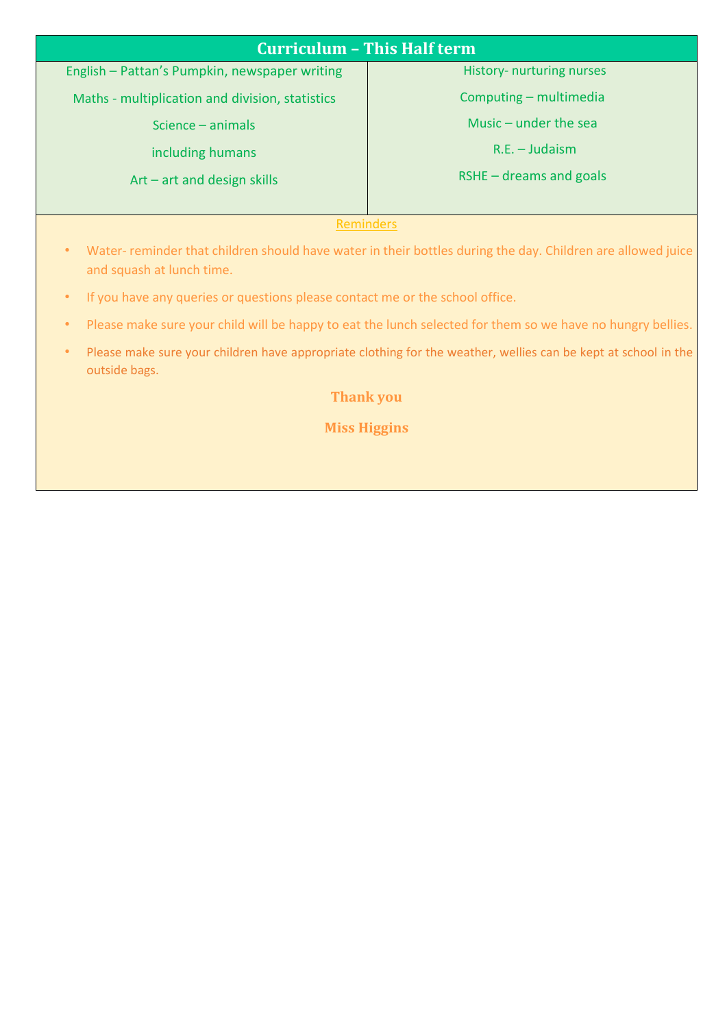## Curriculum – This Half term

| | |
|---|---|
| English – Pattan's Pumpkin, newspaper writing | History- nurturing nurses |
| Maths - multiplication and division, statistics | Computing – multimedia |
| Science – animals including humans | Music – under the sea |
| Art – art and design skills | R.E. – Judaism |
| | RSHE – dreams and goals |

### Reminders

- Water- reminder that children should have water in their bottles during the day. Children are allowed juice and squash at lunch time.
- If you have any queries or questions please contact me or the school office.
- Please make sure your child will be happy to eat the lunch selected for them so we have no hungry bellies.
- Please make sure your children have appropriate clothing for the weather, wellies can be kept at school in the outside bags.

**Thank you**

**Miss Higgins**